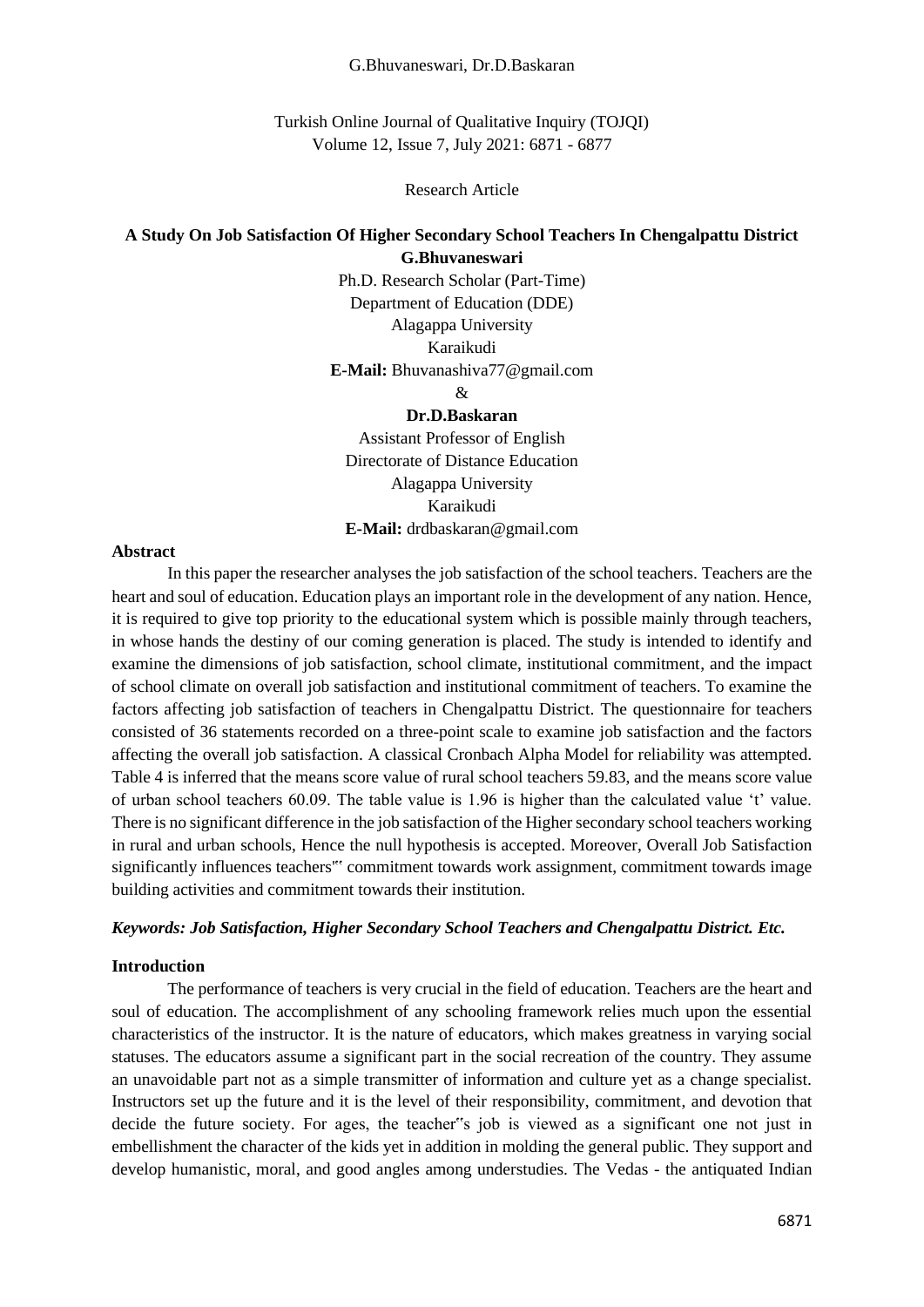Research Article

# A Study On Job Satisfaction Of Higher Secondary School Teachers In Chengalpattu District

**G.Bhuvaneswari**
Ph.D. Research Scholar (Part-Time)
Department of Education (DDE)
Alagappa University
Karaikudi
**E-Mail:** Bhuvanashiva77@gmail.com

&

**Dr.D.Baskaran**
Assistant Professor of English
Directorate of Distance Education
Alagappa University
Karaikudi
**E-Mail:** drdbaskaran@gmail.com

## Abstract

In this paper the researcher analyses the job satisfaction of the school teachers. Teachers are the heart and soul of education. Education plays an important role in the development of any nation. Hence, it is required to give top priority to the educational system which is possible mainly through teachers, in whose hands the destiny of our coming generation is placed. The study is intended to identify and examine the dimensions of job satisfaction, school climate, institutional commitment, and the impact of school climate on overall job satisfaction and institutional commitment of teachers. To examine the factors affecting job satisfaction of teachers in Chengalpattu District. The questionnaire for teachers consisted of 36 statements recorded on a three-point scale to examine job satisfaction and the factors affecting the overall job satisfaction. A classical Cronbach Alpha Model for reliability was attempted. Table 4 is inferred that the means score value of rural school teachers 59.83, and the means score value of urban school teachers 60.09. The table value is 1.96 is higher than the calculated value 't' value. There is no significant difference in the job satisfaction of the Higher secondary school teachers working in rural and urban schools, Hence the null hypothesis is accepted. Moreover, Overall Job Satisfaction significantly influences teachers"' commitment towards work assignment, commitment towards image building activities and commitment towards their institution.

***Keywords: Job Satisfaction, Higher Secondary School Teachers and Chengalpattu District. Etc.***

## Introduction

The performance of teachers is very crucial in the field of education. Teachers are the heart and soul of education. The accomplishment of any schooling framework relies much upon the essential characteristics of the instructor. It is the nature of educators, which makes greatness in varying social statuses. The educators assume a significant part in the social recreation of the country. They assume an unavoidable part not as a simple transmitter of information and culture yet as a change specialist. Instructors set up the future and it is the level of their responsibility, commitment, and devotion that decide the future society. For ages, the teacher"s job is viewed as a significant one not just in embellishment the character of the kids yet in addition in molding the general public. They support and develop humanistic, moral, and good angles among understudies. The Vedas - the antiquated Indian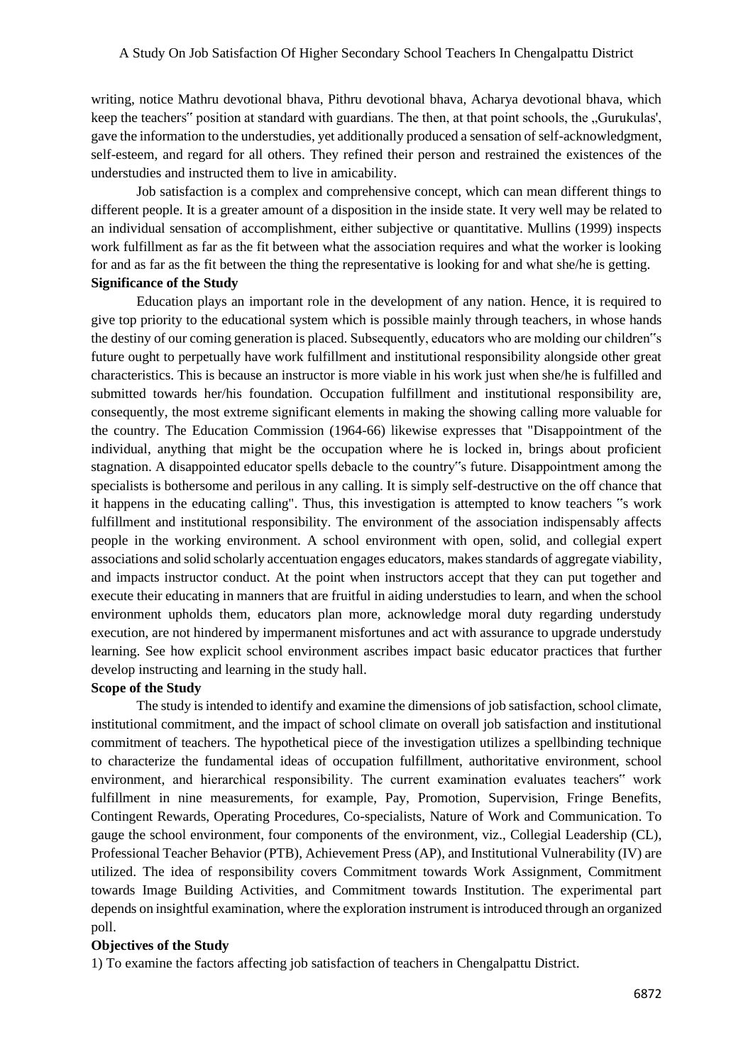writing, notice Mathru devotional bhava, Pithru devotional bhava, Acharya devotional bhava, which keep the teachers" position at standard with guardians. The then, at that point schools, the „Gurukulas', gave the information to the understudies, yet additionally produced a sensation of self-acknowledgment, self-esteem, and regard for all others. They refined their person and restrained the existences of the understudies and instructed them to live in amicability.

Job satisfaction is a complex and comprehensive concept, which can mean different things to different people. It is a greater amount of a disposition in the inside state. It very well may be related to an individual sensation of accomplishment, either subjective or quantitative. Mullins (1999) inspects work fulfillment as far as the fit between what the association requires and what the worker is looking for and as far as the fit between the thing the representative is looking for and what she/he is getting.

**Significance of the Study**

Education plays an important role in the development of any nation. Hence, it is required to give top priority to the educational system which is possible mainly through teachers, in whose hands the destiny of our coming generation is placed. Subsequently, educators who are molding our children"s future ought to perpetually have work fulfillment and institutional responsibility alongside other great characteristics. This is because an instructor is more viable in his work just when she/he is fulfilled and submitted towards her/his foundation. Occupation fulfillment and institutional responsibility are, consequently, the most extreme significant elements in making the showing calling more valuable for the country. The Education Commission (1964-66) likewise expresses that "Disappointment of the individual, anything that might be the occupation where he is locked in, brings about proficient stagnation. A disappointed educator spells debacle to the country"s future. Disappointment among the specialists is bothersome and perilous in any calling. It is simply self-destructive on the off chance that it happens in the educating calling". Thus, this investigation is attempted to know teachers "s work fulfillment and institutional responsibility. The environment of the association indispensably affects people in the working environment. A school environment with open, solid, and collegial expert associations and solid scholarly accentuation engages educators, makes standards of aggregate viability, and impacts instructor conduct. At the point when instructors accept that they can put together and execute their educating in manners that are fruitful in aiding understudies to learn, and when the school environment upholds them, educators plan more, acknowledge moral duty regarding understudy execution, are not hindered by impermanent misfortunes and act with assurance to upgrade understudy learning. See how explicit school environment ascribes impact basic educator practices that further develop instructing and learning in the study hall.

**Scope of the Study**

The study is intended to identify and examine the dimensions of job satisfaction, school climate, institutional commitment, and the impact of school climate on overall job satisfaction and institutional commitment of teachers. The hypothetical piece of the investigation utilizes a spellbinding technique to characterize the fundamental ideas of occupation fulfillment, authoritative environment, school environment, and hierarchical responsibility. The current examination evaluates teachers" work fulfillment in nine measurements, for example, Pay, Promotion, Supervision, Fringe Benefits, Contingent Rewards, Operating Procedures, Co-specialists, Nature of Work and Communication. To gauge the school environment, four components of the environment, viz., Collegial Leadership (CL), Professional Teacher Behavior (PTB), Achievement Press (AP), and Institutional Vulnerability (IV) are utilized. The idea of responsibility covers Commitment towards Work Assignment, Commitment towards Image Building Activities, and Commitment towards Institution. The experimental part depends on insightful examination, where the exploration instrument is introduced through an organized poll.

**Objectives of the Study**

1) To examine the factors affecting job satisfaction of teachers in Chengalpattu District.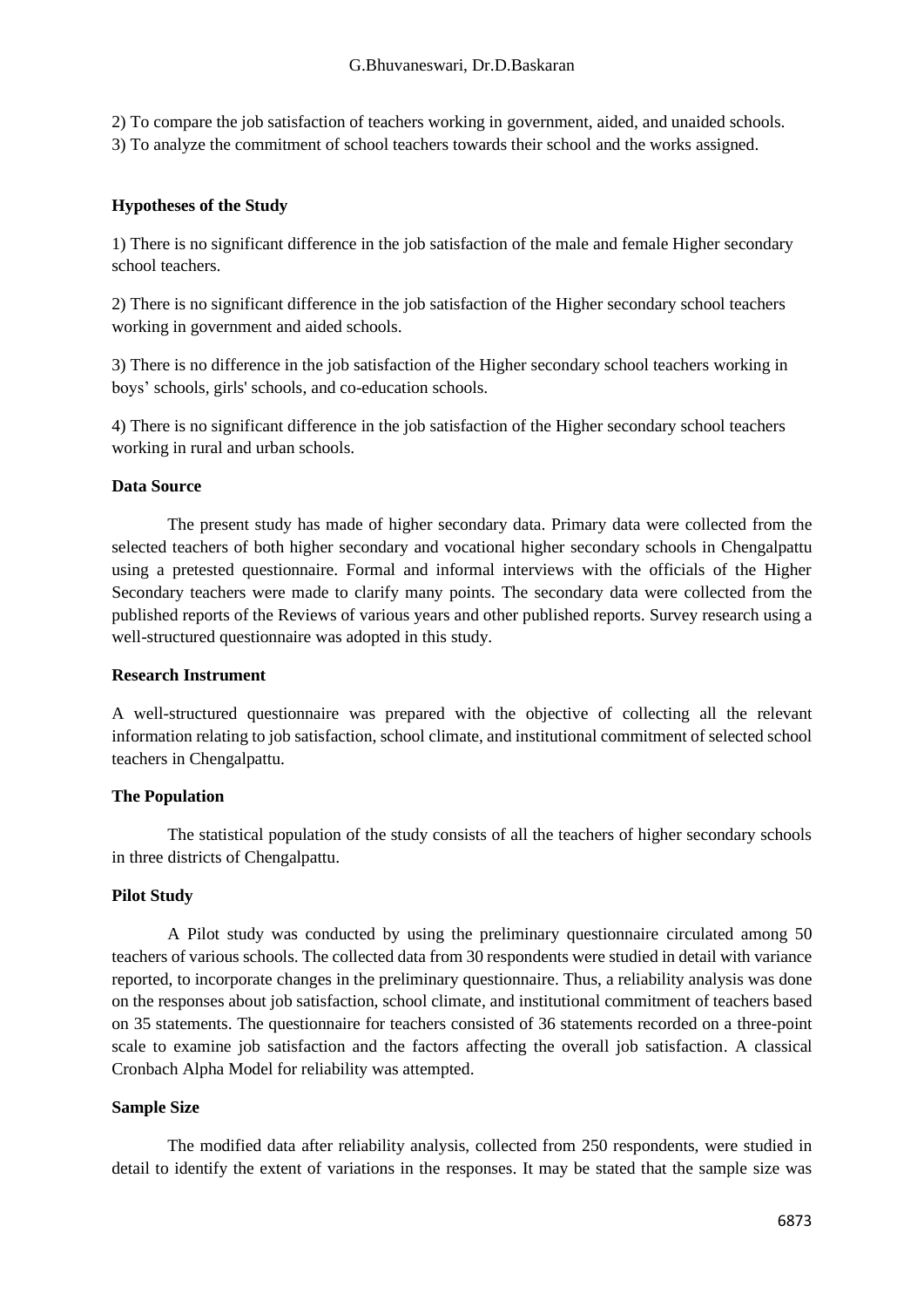2) To compare the job satisfaction of teachers working in government, aided, and unaided schools.
3) To analyze the commitment of school teachers towards their school and the works assigned.

**Hypotheses of the Study**

1) There is no significant difference in the job satisfaction of the male and female Higher secondary school teachers.

2) There is no significant difference in the job satisfaction of the Higher secondary school teachers working in government and aided schools.

3) There is no difference in the job satisfaction of the Higher secondary school teachers working in boys' schools, girls' schools, and co-education schools.

4) There is no significant difference in the job satisfaction of the Higher secondary school teachers working in rural and urban schools.

**Data Source**

The present study has made of higher secondary data. Primary data were collected from the selected teachers of both higher secondary and vocational higher secondary schools in Chengalpattu using a pretested questionnaire. Formal and informal interviews with the officials of the Higher Secondary teachers were made to clarify many points. The secondary data were collected from the published reports of the Reviews of various years and other published reports. Survey research using a well-structured questionnaire was adopted in this study.

**Research Instrument**

A well-structured questionnaire was prepared with the objective of collecting all the relevant information relating to job satisfaction, school climate, and institutional commitment of selected school teachers in Chengalpattu.

**The Population**

The statistical population of the study consists of all the teachers of higher secondary schools in three districts of Chengalpattu.

**Pilot Study**

A Pilot study was conducted by using the preliminary questionnaire circulated among 50 teachers of various schools. The collected data from 30 respondents were studied in detail with variance reported, to incorporate changes in the preliminary questionnaire. Thus, a reliability analysis was done on the responses about job satisfaction, school climate, and institutional commitment of teachers based on 35 statements. The questionnaire for teachers consisted of 36 statements recorded on a three-point scale to examine job satisfaction and the factors affecting the overall job satisfaction. A classical Cronbach Alpha Model for reliability was attempted.

**Sample Size**

The modified data after reliability analysis, collected from 250 respondents, were studied in detail to identify the extent of variations in the responses. It may be stated that the sample size was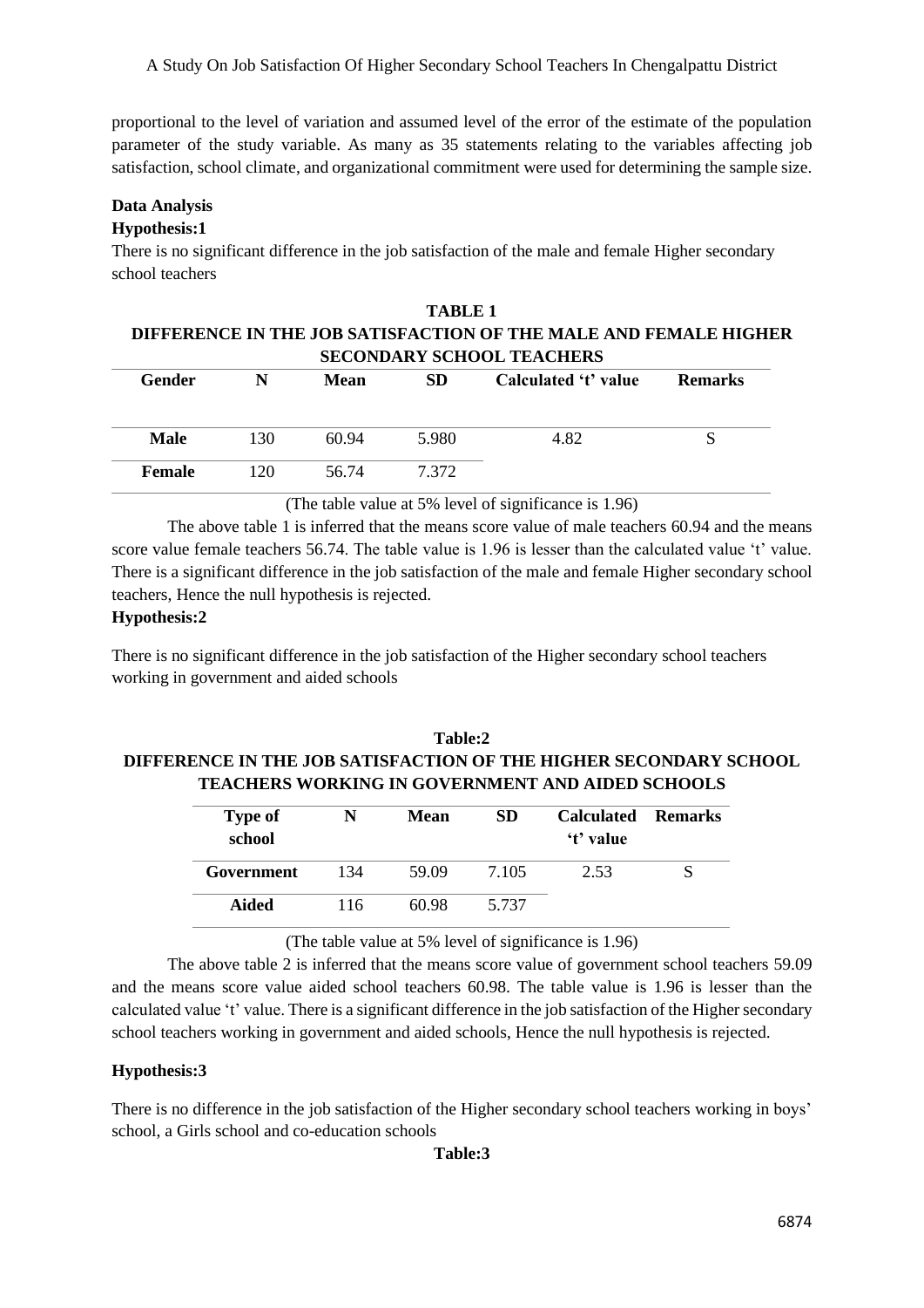proportional to the level of variation and assumed level of the error of the estimate of the population parameter of the study variable. As many as 35 statements relating to the variables affecting job satisfaction, school climate, and organizational commitment were used for determining the sample size.

**Data Analysis**

**Hypothesis:1**

There is no significant difference in the job satisfaction of the male and female Higher secondary school teachers

**TABLE 1**
**DIFFERENCE IN THE JOB SATISFACTION OF THE MALE AND FEMALE HIGHER SECONDARY SCHOOL TEACHERS**

| Gender | N | Mean | SD | Calculated 't' value | Remarks |
|---|---|---|---|---|---|
| Male | 130 | 60.94 | 5.980 | 4.82 | S |
| Female | 120 | 56.74 | 7.372 | | |

(The table value at 5% level of significance is 1.96)

The above table 1 is inferred that the means score value of male teachers 60.94 and the means score value female teachers 56.74. The table value is 1.96 is lesser than the calculated value 't' value. There is a significant difference in the job satisfaction of the male and female Higher secondary school teachers, Hence the null hypothesis is rejected.

**Hypothesis:2**

There is no significant difference in the job satisfaction of the Higher secondary school teachers working in government and aided schools

**Table:2**
**DIFFERENCE IN THE JOB SATISFACTION OF THE HIGHER SECONDARY SCHOOL TEACHERS WORKING IN GOVERNMENT AND AIDED SCHOOLS**

| Type of school | N | Mean | SD | Calculated 't' value | Remarks |
|---|---|---|---|---|---|
| Government | 134 | 59.09 | 7.105 | 2.53 | S |
| Aided | 116 | 60.98 | 5.737 | | |

(The table value at 5% level of significance is 1.96)

The above table 2 is inferred that the means score value of government school teachers 59.09 and the means score value aided school teachers 60.98. The table value is 1.96 is lesser than the calculated value 't' value. There is a significant difference in the job satisfaction of the Higher secondary school teachers working in government and aided schools, Hence the null hypothesis is rejected.

**Hypothesis:3**

There is no difference in the job satisfaction of the Higher secondary school teachers working in boys' school, a Girls school and co-education schools

**Table:3**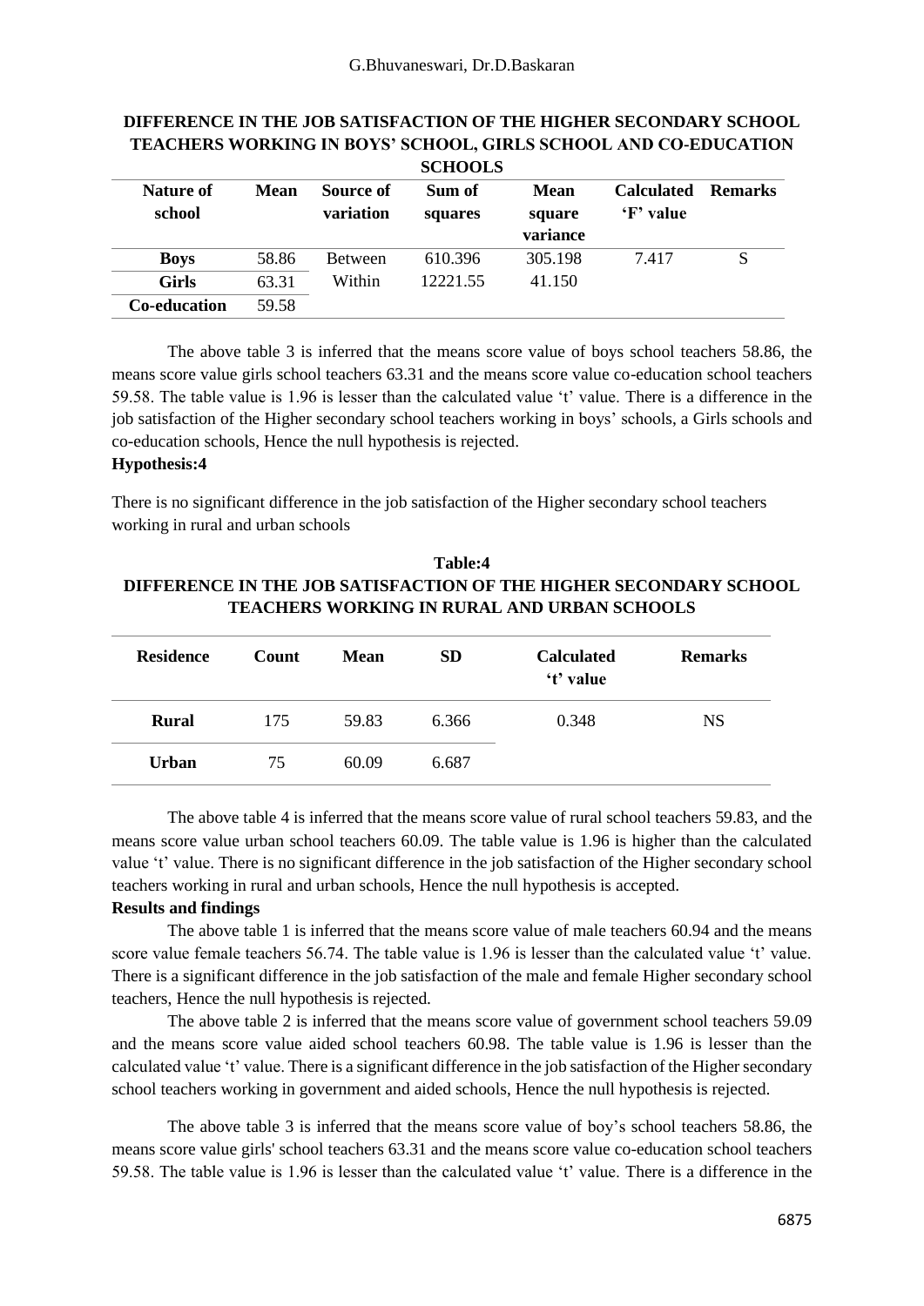**DIFFERENCE IN THE JOB SATISFACTION OF THE HIGHER SECONDARY SCHOOL TEACHERS WORKING IN BOYS' SCHOOL, GIRLS SCHOOL AND CO-EDUCATION SCHOOLS**

| Nature of school | Mean | Source of variation | Sum of squares | Mean square variance | Calculated 'F' value | Remarks |
|---|---|---|---|---|---|---|
| Boys | 58.86 | Between | 610.396 | 305.198 | 7.417 | S |
| Girls | 63.31 | Within | 12221.55 | 41.150 | | |
| Co-education | 59.58 | | | | | |

The above table 3 is inferred that the means score value of boys school teachers 58.86, the means score value girls school teachers 63.31 and the means score value co-education school teachers 59.58. The table value is 1.96 is lesser than the calculated value 't' value. There is a difference in the job satisfaction of the Higher secondary school teachers working in boys' schools, a Girls schools and co-education schools, Hence the null hypothesis is rejected.

**Hypothesis:4**

There is no significant difference in the job satisfaction of the Higher secondary school teachers working in rural and urban schools

**Table:4**

**DIFFERENCE IN THE JOB SATISFACTION OF THE HIGHER SECONDARY SCHOOL TEACHERS WORKING IN RURAL AND URBAN SCHOOLS**

| Residence | Count | Mean | SD | Calculated 't' value | Remarks |
|---|---|---|---|---|---|
| Rural | 175 | 59.83 | 6.366 | 0.348 | NS |
| Urban | 75 | 60.09 | 6.687 | | |

The above table 4 is inferred that the means score value of rural school teachers 59.83, and the means score value urban school teachers 60.09. The table value is 1.96 is higher than the calculated value 't' value. There is no significant difference in the job satisfaction of the Higher secondary school teachers working in rural and urban schools, Hence the null hypothesis is accepted.

**Results and findings**

The above table 1 is inferred that the means score value of male teachers 60.94 and the means score value female teachers 56.74. The table value is 1.96 is lesser than the calculated value 't' value. There is a significant difference in the job satisfaction of the male and female Higher secondary school teachers, Hence the null hypothesis is rejected.

The above table 2 is inferred that the means score value of government school teachers 59.09 and the means score value aided school teachers 60.98. The table value is 1.96 is lesser than the calculated value 't' value. There is a significant difference in the job satisfaction of the Higher secondary school teachers working in government and aided schools, Hence the null hypothesis is rejected.

The above table 3 is inferred that the means score value of boy's school teachers 58.86, the means score value girls' school teachers 63.31 and the means score value co-education school teachers 59.58. The table value is 1.96 is lesser than the calculated value 't' value. There is a difference in the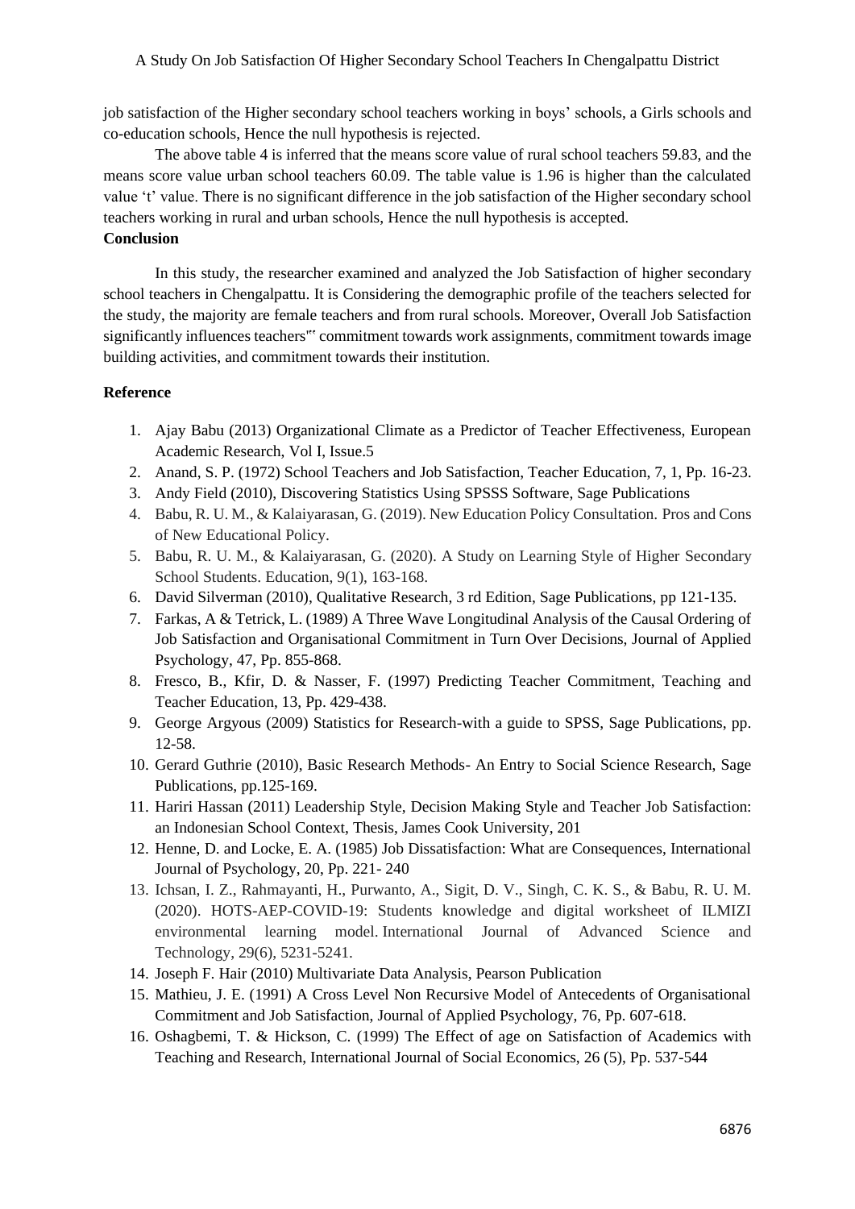job satisfaction of the Higher secondary school teachers working in boys' schools, a Girls schools and co-education schools, Hence the null hypothesis is rejected.

The above table 4 is inferred that the means score value of rural school teachers 59.83, and the means score value urban school teachers 60.09. The table value is 1.96 is higher than the calculated value 't' value. There is no significant difference in the job satisfaction of the Higher secondary school teachers working in rural and urban schools, Hence the null hypothesis is accepted.

**Conclusion**

In this study, the researcher examined and analyzed the Job Satisfaction of higher secondary school teachers in Chengalpattu. It is Considering the demographic profile of the teachers selected for the study, the majority are female teachers and from rural schools. Moreover, Overall Job Satisfaction significantly influences teachers"' commitment towards work assignments, commitment towards image building activities, and commitment towards their institution.

**Reference**

1. Ajay Babu (2013) Organizational Climate as a Predictor of Teacher Effectiveness, European Academic Research, Vol I, Issue.5
2. Anand, S. P. (1972) School Teachers and Job Satisfaction, Teacher Education, 7, 1, Pp. 16-23.
3. Andy Field (2010), Discovering Statistics Using SPSSS Software, Sage Publications
4. Babu, R. U. M., & Kalaiyarasan, G. (2019). New Education Policy Consultation. Pros and Cons of New Educational Policy.
5. Babu, R. U. M., & Kalaiyarasan, G. (2020). A Study on Learning Style of Higher Secondary School Students. Education, 9(1), 163-168.
6. David Silverman (2010), Qualitative Research, 3 rd Edition, Sage Publications, pp 121-135.
7. Farkas, A & Tetrick, L. (1989) A Three Wave Longitudinal Analysis of the Causal Ordering of Job Satisfaction and Organisational Commitment in Turn Over Decisions, Journal of Applied Psychology, 47, Pp. 855-868.
8. Fresco, B., Kfir, D. & Nasser, F. (1997) Predicting Teacher Commitment, Teaching and Teacher Education, 13, Pp. 429-438.
9. George Argyous (2009) Statistics for Research-with a guide to SPSS, Sage Publications, pp. 12-58.
10. Gerard Guthrie (2010), Basic Research Methods- An Entry to Social Science Research, Sage Publications, pp.125-169.
11. Hariri Hassan (2011) Leadership Style, Decision Making Style and Teacher Job Satisfaction: an Indonesian School Context, Thesis, James Cook University, 201
12. Henne, D. and Locke, E. A. (1985) Job Dissatisfaction: What are Consequences, International Journal of Psychology, 20, Pp. 221- 240
13. Ichsan, I. Z., Rahmayanti, H., Purwanto, A., Sigit, D. V., Singh, C. K. S., & Babu, R. U. M. (2020). HOTS-AEP-COVID-19: Students knowledge and digital worksheet of ILMIZI environmental learning model. International Journal of Advanced Science and Technology, 29(6), 5231-5241.
14. Joseph F. Hair (2010) Multivariate Data Analysis, Pearson Publication
15. Mathieu, J. E. (1991) A Cross Level Non Recursive Model of Antecedents of Organisational Commitment and Job Satisfaction, Journal of Applied Psychology, 76, Pp. 607-618.
16. Oshagbemi, T. & Hickson, C. (1999) The Effect of age on Satisfaction of Academics with Teaching and Research, International Journal of Social Economics, 26 (5), Pp. 537-544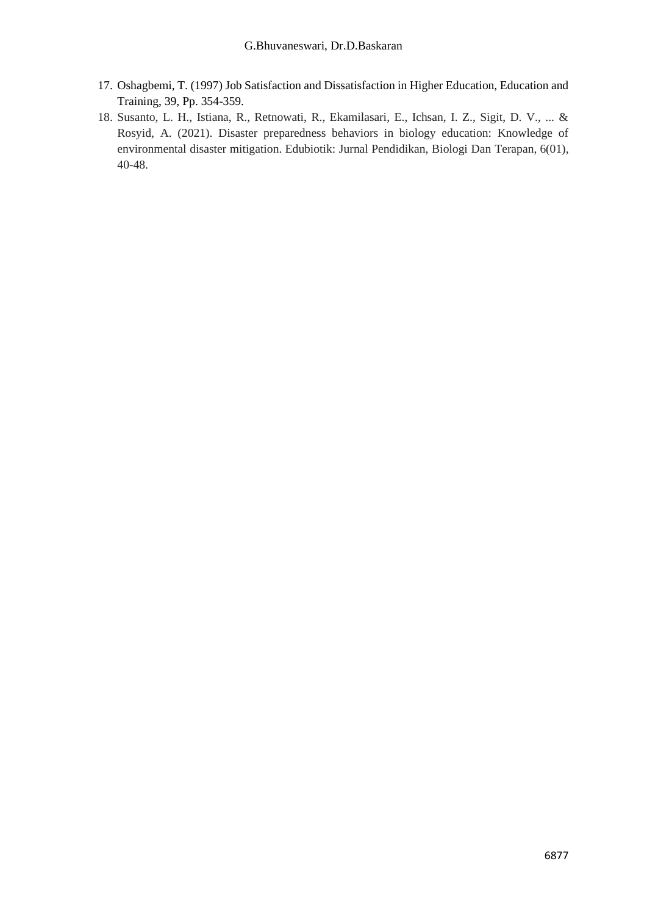17. Oshagbemi, T. (1997) Job Satisfaction and Dissatisfaction in Higher Education, Education and Training, 39, Pp. 354-359.
18. Susanto, L. H., Istiana, R., Retnowati, R., Ekamilasari, E., Ichsan, I. Z., Sigit, D. V., ... & Rosyid, A. (2021). Disaster preparedness behaviors in biology education: Knowledge of environmental disaster mitigation. Edubiotik: Jurnal Pendidikan, Biologi Dan Terapan, 6(01), 40-48.